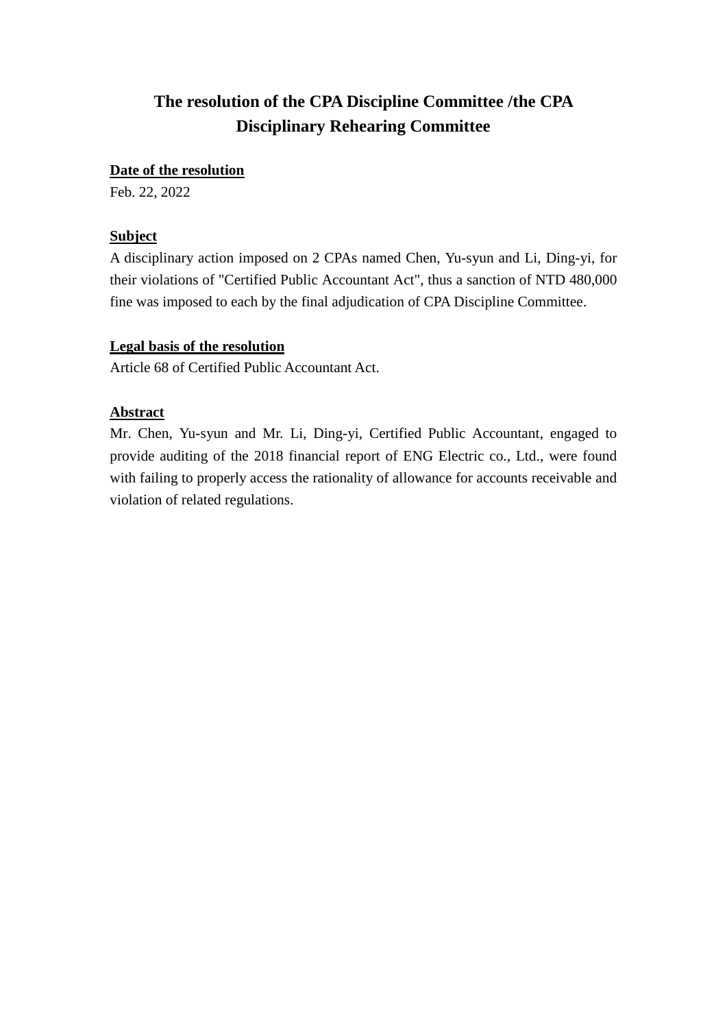# The resolution of the CPA Discipline Committee /the CPA Disciplinary Rehearing Committee

**<u>Date of the resolution</u>**

Feb. 22, 2022

**<u>Subject</u>**

A disciplinary action imposed on 2 CPAs named Chen, Yu-syun and Li, Ding-yi, for their violations of "Certified Public Accountant Act", thus a sanction of NTD 480,000 fine was imposed to each by the final adjudication of CPA Discipline Committee.

**<u>Legal basis of the resolution</u>**

Article 68 of Certified Public Accountant Act.

**<u>Abstract</u>**

Mr. Chen, Yu-syun and Mr. Li, Ding-yi, Certified Public Accountant, engaged to provide auditing of the 2018 financial report of ENG Electric co., Ltd., were found with failing to properly access the rationality of allowance for accounts receivable and violation of related regulations.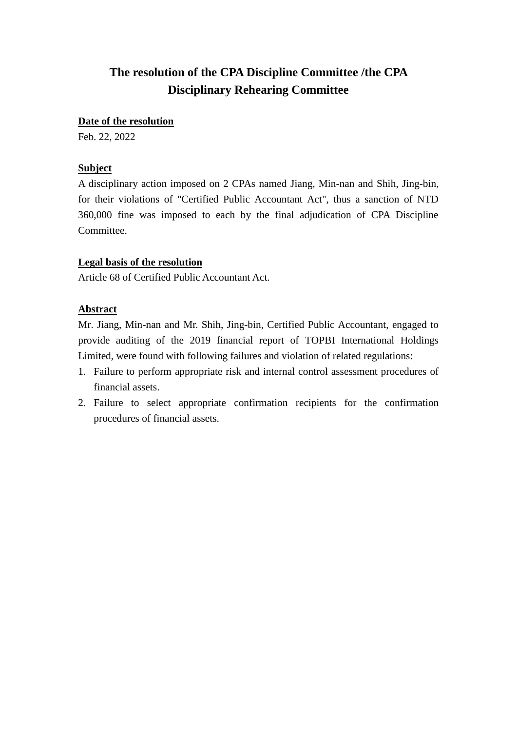# The resolution of the CPA Discipline Committee /the CPA Disciplinary Rehearing Committee

**Date of the resolution**

Feb. 22, 2022

**Subject**

A disciplinary action imposed on 2 CPAs named Jiang, Min-nan and Shih, Jing-bin, for their violations of "Certified Public Accountant Act", thus a sanction of NTD 360,000 fine was imposed to each by the final adjudication of CPA Discipline Committee.

**Legal basis of the resolution**

Article 68 of Certified Public Accountant Act.

**Abstract**

Mr. Jiang, Min-nan and Mr. Shih, Jing-bin, Certified Public Accountant, engaged to provide auditing of the 2019 financial report of TOPBI International Holdings Limited, were found with following failures and violation of related regulations:

1. Failure to perform appropriate risk and internal control assessment procedures of financial assets.
2. Failure to select appropriate confirmation recipients for the confirmation procedures of financial assets.